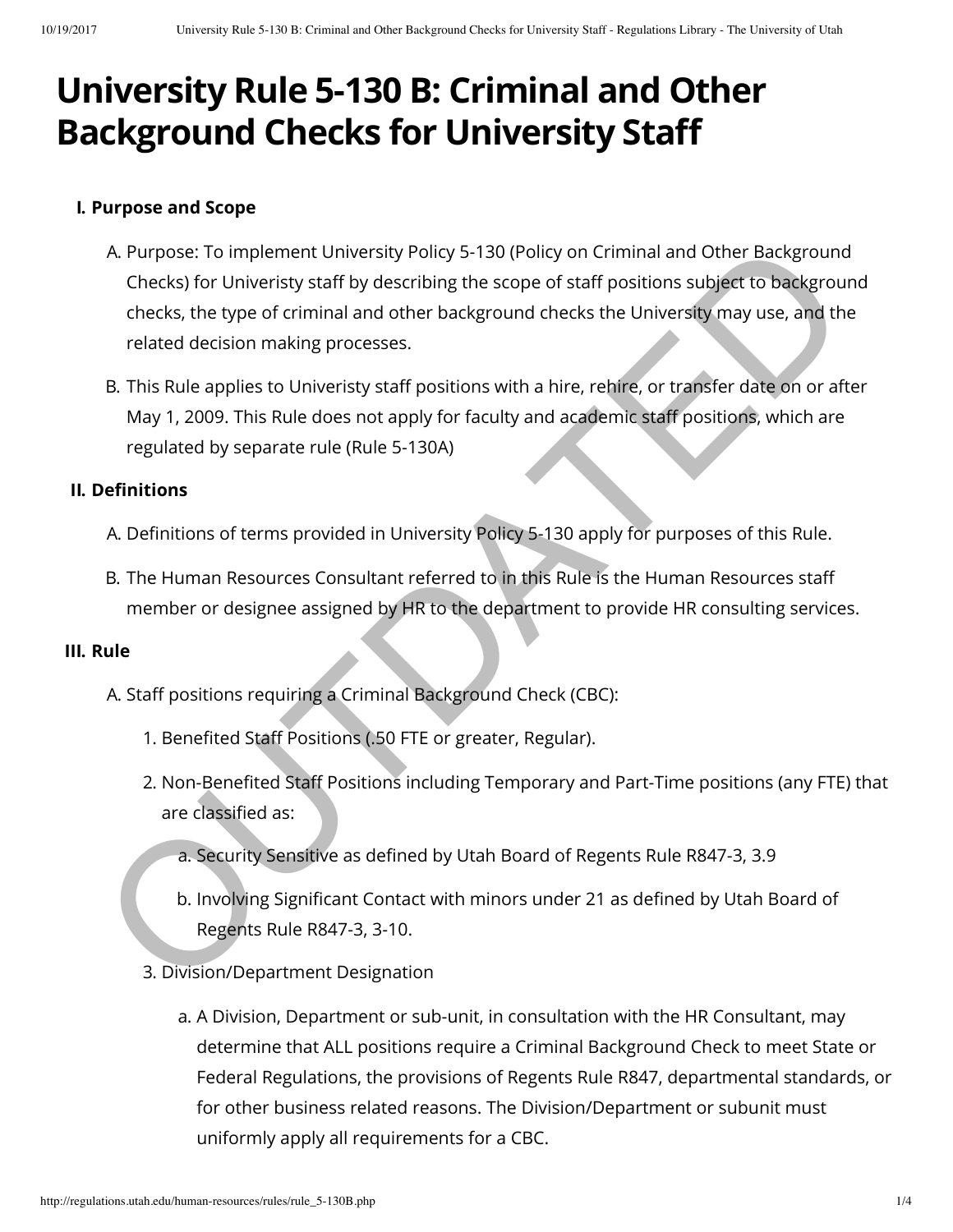# University Rule 5-130 B: Criminal and Other Background Checks for University Staff

## I. Purpose and Scope

A. Purpose: To implement University Policy 5-130 (Policy on Criminal and Other Background Checks) for Univeristy staff by describing the scope of staff positions subject to background checks, the type of criminal and other background checks the University may use, and the related decision making processes.

B. This Rule applies to Univeristy staff positions with a hire, rehire, or transfer date on or after May 1, 2009. This Rule does not apply for faculty and academic staff positions, which are regulated by separate rule (Rule 5-130A)

## II. Definitions

A. Definitions of terms provided in University Policy 5-130 apply for purposes of this Rule.

B. The Human Resources Consultant referred to in this Rule is the Human Resources staff member or designee assigned by HR to the department to provide HR consulting services.

## III. Rule

A. Staff positions requiring a Criminal Background Check (CBC):

1. Benefited Staff Positions (.50 FTE or greater, Regular).
2. Non-Benefited Staff Positions including Temporary and Part-Time positions (any FTE) that are classified as:
    a. Security Sensitive as defined by Utah Board of Regents Rule R847-3, 3.9
    b. Involving Significant Contact with minors under 21 as defined by Utah Board of Regents Rule R847-3, 3-10.
3. Division/Department Designation
    a. A Division, Department or sub-unit, in consultation with the HR Consultant, may determine that ALL positions require a Criminal Background Check to meet State or Federal Regulations, the provisions of Regents Rule R847, departmental standards, or for other business related reasons. The Division/Department or subunit must uniformly apply all requirements for a CBC.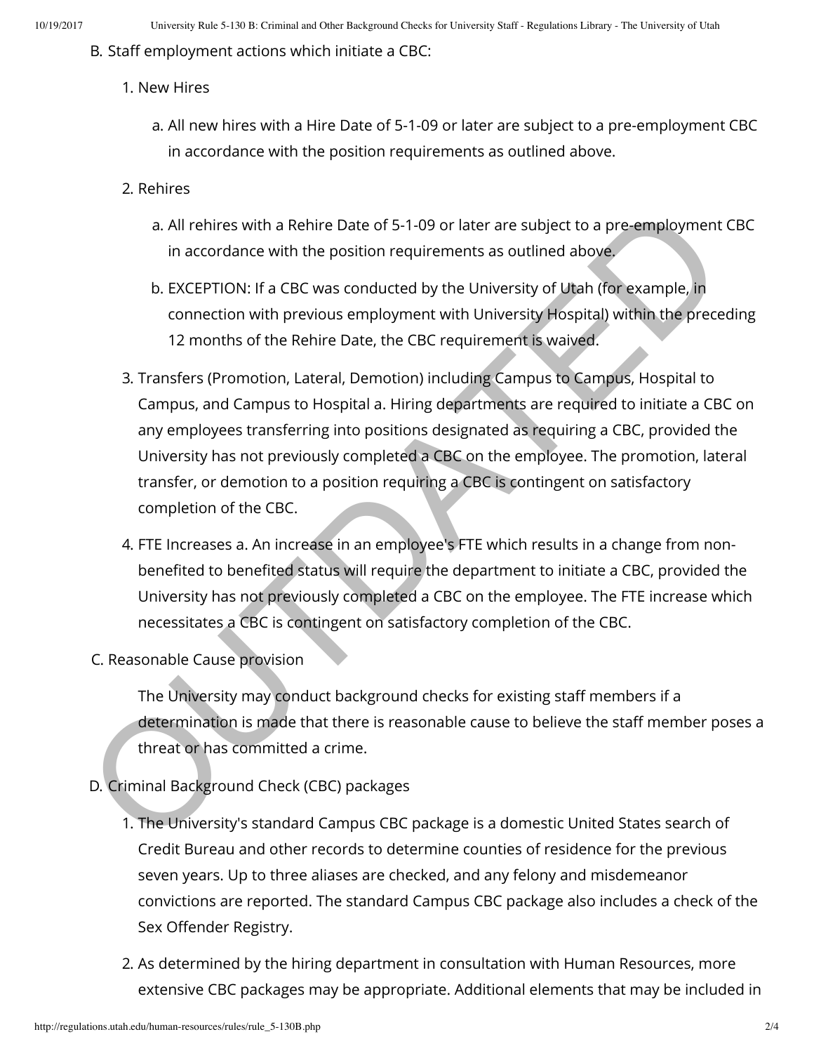B. Staff employment actions which initiate a CBC:

1. New Hires

    a. All new hires with a Hire Date of 5-1-09 or later are subject to a pre-employment CBC in accordance with the position requirements as outlined above.

2. Rehires

    a. All rehires with a Rehire Date of 5-1-09 or later are subject to a pre-employment CBC in accordance with the position requirements as outlined above.

    b. EXCEPTION: If a CBC was conducted by the University of Utah (for example, in connection with previous employment with University Hospital) within the preceding 12 months of the Rehire Date, the CBC requirement is waived.

3. Transfers (Promotion, Lateral, Demotion) including Campus to Campus, Hospital to Campus, and Campus to Hospital a. Hiring departments are required to initiate a CBC on any employees transferring into positions designated as requiring a CBC, provided the University has not previously completed a CBC on the employee. The promotion, lateral transfer, or demotion to a position requiring a CBC is contingent on satisfactory completion of the CBC.

4. FTE Increases a. An increase in an employee's FTE which results in a change from non-benefited to benefited status will require the department to initiate a CBC, provided the University has not previously completed a CBC on the employee. The FTE increase which necessitates a CBC is contingent on satisfactory completion of the CBC.

C. Reasonable Cause provision

The University may conduct background checks for existing staff members if a determination is made that there is reasonable cause to believe the staff member poses a threat or has committed a crime.

D. Criminal Background Check (CBC) packages

1. The University's standard Campus CBC package is a domestic United States search of Credit Bureau and other records to determine counties of residence for the previous seven years. Up to three aliases are checked, and any felony and misdemeanor convictions are reported. The standard Campus CBC package also includes a check of the Sex Offender Registry.

2. As determined by the hiring department in consultation with Human Resources, more extensive CBC packages may be appropriate. Additional elements that may be included in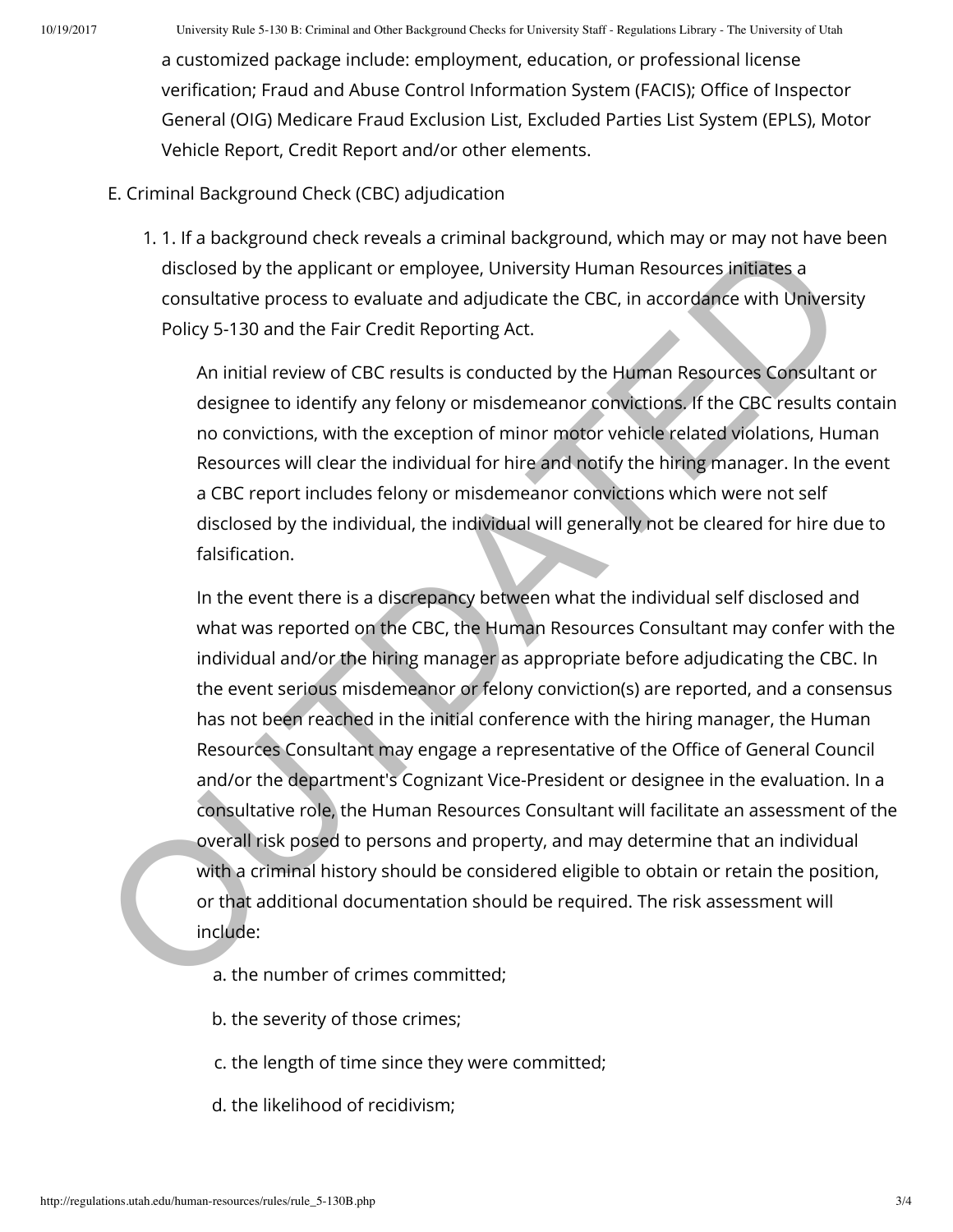a customized package include: employment, education, or professional license verification; Fraud and Abuse Control Information System (FACIS); Office of Inspector General (OIG) Medicare Fraud Exclusion List, Excluded Parties List System (EPLS), Motor Vehicle Report, Credit Report and/or other elements.

E. Criminal Background Check (CBC) adjudication

1. 1. If a background check reveals a criminal background, which may or may not have been disclosed by the applicant or employee, University Human Resources initiates a consultative process to evaluate and adjudicate the CBC, in accordance with University Policy 5-130 and the Fair Credit Reporting Act.

   An initial review of CBC results is conducted by the Human Resources Consultant or designee to identify any felony or misdemeanor convictions. If the CBC results contain no convictions, with the exception of minor motor vehicle related violations, Human Resources will clear the individual for hire and notify the hiring manager. In the event a CBC report includes felony or misdemeanor convictions which were not self disclosed by the individual, the individual will generally not be cleared for hire due to falsification.

   In the event there is a discrepancy between what the individual self disclosed and what was reported on the CBC, the Human Resources Consultant may confer with the individual and/or the hiring manager as appropriate before adjudicating the CBC. In the event serious misdemeanor or felony conviction(s) are reported, and a consensus has not been reached in the initial conference with the hiring manager, the Human Resources Consultant may engage a representative of the Office of General Council and/or the department's Cognizant Vice-President or designee in the evaluation. In a consultative role, the Human Resources Consultant will facilitate an assessment of the overall risk posed to persons and property, and may determine that an individual with a criminal history should be considered eligible to obtain or retain the position, or that additional documentation should be required. The risk assessment will include:

   a. the number of crimes committed;

   b. the severity of those crimes;

   c. the length of time since they were committed;

   d. the likelihood of recidivism;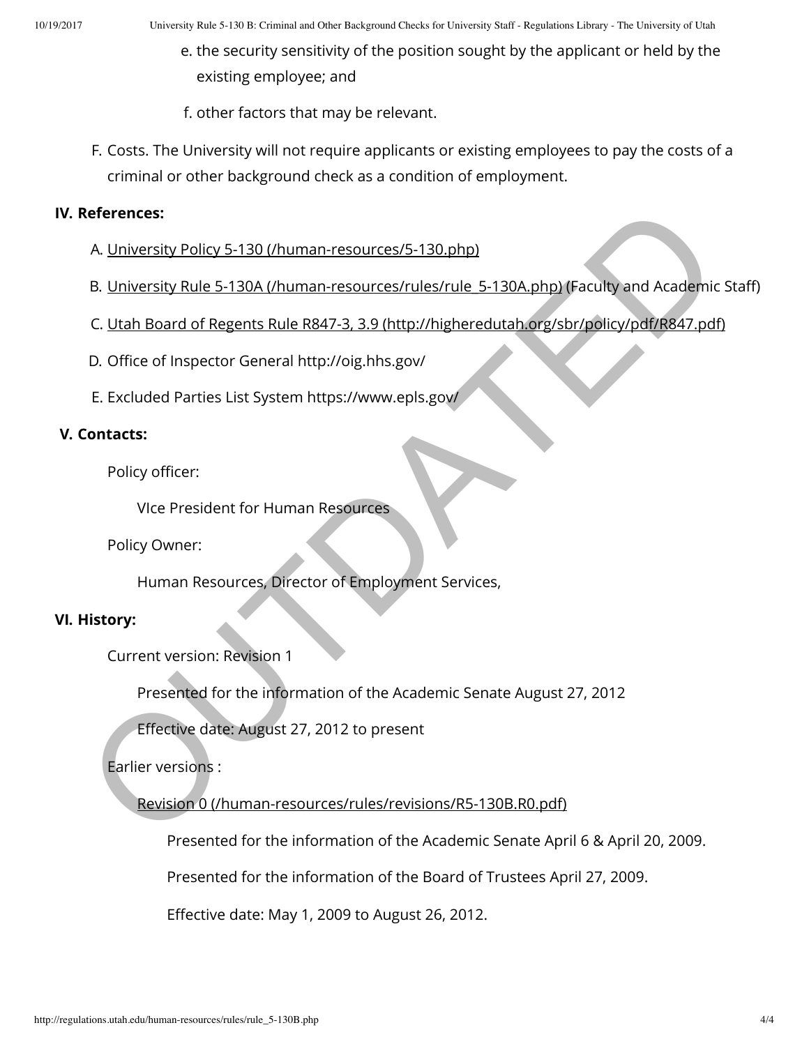e. the security sensitivity of the position sought by the applicant or held by the existing employee; and

f. other factors that may be relevant.

F. Costs. The University will not require applicants or existing employees to pay the costs of a criminal or other background check as a condition of employment.

**IV. References:**

A. University Policy 5-130 (/human-resources/5-130.php)

B. University Rule 5-130A (/human-resources/rules/rule_5-130A.php) (Faculty and Academic Staff)

C. Utah Board of Regents Rule R847-3, 3.9 (http://higheredutah.org/sbr/policy/pdf/R847.pdf)

D. Office of Inspector General http://oig.hhs.gov/

E. Excluded Parties List System https://www.epls.gov/

**V. Contacts:**

Policy officer:

VIce President for Human Resources

Policy Owner:

Human Resources, Director of Employment Services,

**VI. History:**

Current version: Revision 1

Presented for the information of the Academic Senate August 27, 2012

Effective date: August 27, 2012 to present

Earlier versions :

Revision 0 (/human-resources/rules/revisions/R5-130B.R0.pdf)

Presented for the information of the Academic Senate April 6 & April 20, 2009.

Presented for the information of the Board of Trustees April 27, 2009.

Effective date: May 1, 2009 to August 26, 2012.

OUTDATED